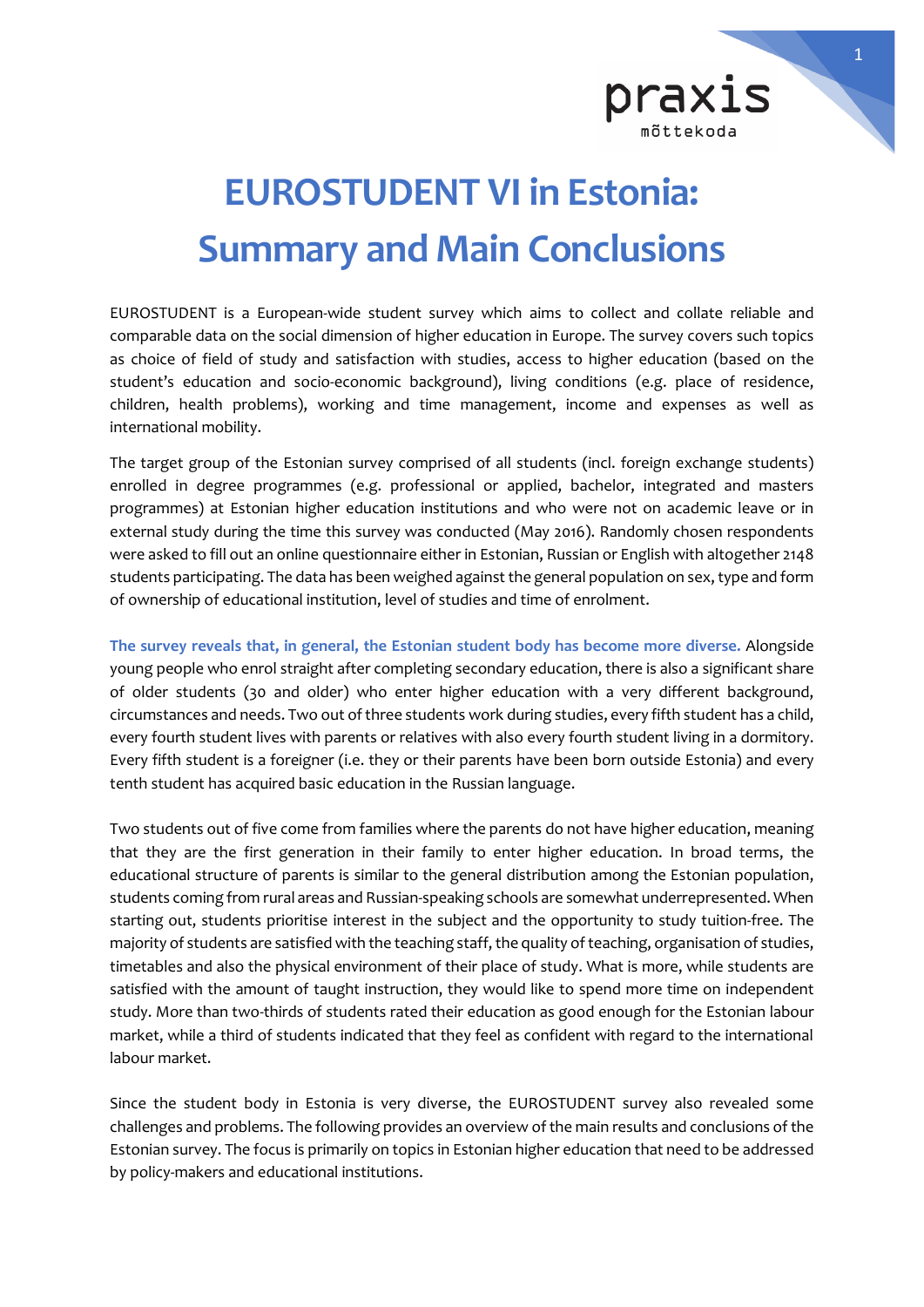# EUROSTUDENT VI in Estonia: Summary and Main Conclusions

EUROSTUDENT is a European-wide student survey which aims to collect and collate reliable and comparable data on the social dimension of higher education in Europe. The survey covers such topics as choice of field of study and satisfaction with studies, access to higher education (based on the student's education and socio-economic background), living conditions (e.g. place of residence, children, health problems), working and time management, income and expenses as well as international mobility.

The target group of the Estonian survey comprised of all students (incl. foreign exchange students) enrolled in degree programmes (e.g. professional or applied, bachelor, integrated and masters programmes) at Estonian higher education institutions and who were not on academic leave or in external study during the time this survey was conducted (May 2016). Randomly chosen respondents were asked to fill out an online questionnaire either in Estonian, Russian or English with altogether 2148 students participating. The data has been weighed against the general population on sex, type and form of ownership of educational institution, level of studies and time of enrolment.

**The survey reveals that, in general, the Estonian student body has become more diverse.** Alongside young people who enrol straight after completing secondary education, there is also a significant share of older students (30 and older) who enter higher education with a very different background, circumstances and needs. Two out of three students work during studies, every fifth student has a child, every fourth student lives with parents or relatives with also every fourth student living in a dormitory. Every fifth student is a foreigner (i.e. they or their parents have been born outside Estonia) and every tenth student has acquired basic education in the Russian language.

Two students out of five come from families where the parents do not have higher education, meaning that they are the first generation in their family to enter higher education. In broad terms, the educational structure of parents is similar to the general distribution among the Estonian population, students coming from rural areas and Russian-speaking schools are somewhat underrepresented. When starting out, students prioritise interest in the subject and the opportunity to study tuition-free. The majority of students are satisfied with the teaching staff, the quality of teaching, organisation of studies, timetables and also the physical environment of their place of study. What is more, while students are satisfied with the amount of taught instruction, they would like to spend more time on independent study. More than two-thirds of students rated their education as good enough for the Estonian labour market, while a third of students indicated that they feel as confident with regard to the international labour market.

Since the student body in Estonia is very diverse, the EUROSTUDENT survey also revealed some challenges and problems. The following provides an overview of the main results and conclusions of the Estonian survey. The focus is primarily on topics in Estonian higher education that need to be addressed by policy-makers and educational institutions.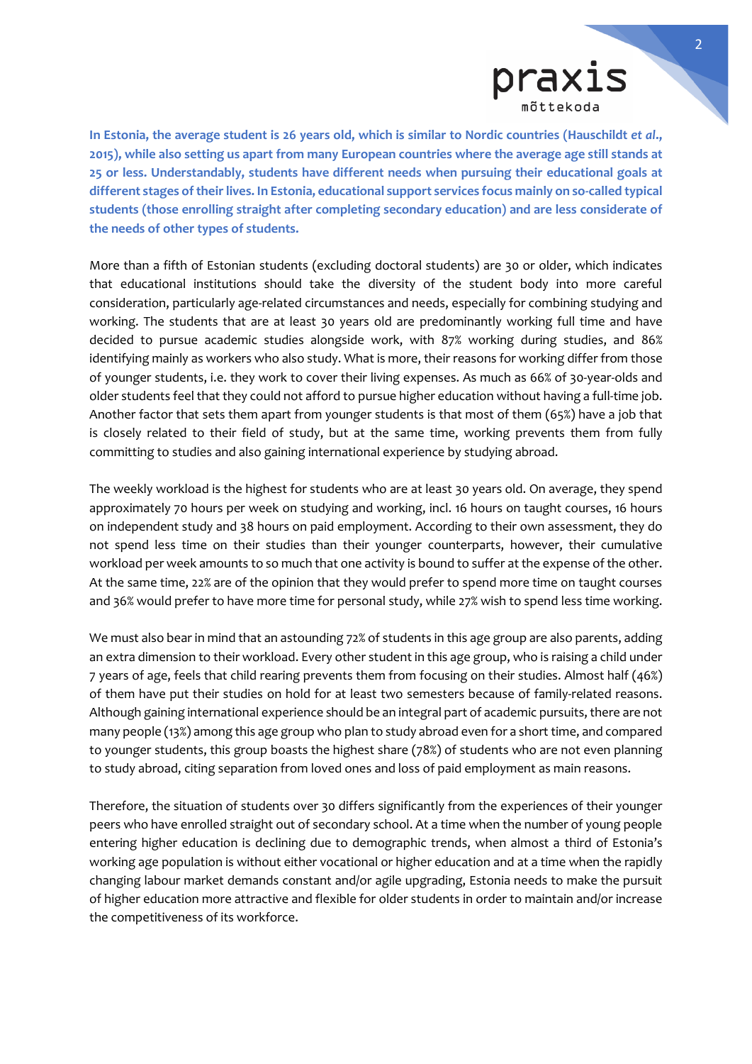**In Estonia, the average student is 26 years old, which is similar to Nordic countries (Hauschildt *et al.*, 2015), while also setting us apart from many European countries where the average age still stands at 25 or less. Understandably, students have different needs when pursuing their educational goals at different stages of their lives. In Estonia, educational support services focus mainly on so-called typical students (those enrolling straight after completing secondary education) and are less considerate of the needs of other types of students.**

More than a fifth of Estonian students (excluding doctoral students) are 30 or older, which indicates that educational institutions should take the diversity of the student body into more careful consideration, particularly age-related circumstances and needs, especially for combining studying and working. The students that are at least 30 years old are predominantly working full time and have decided to pursue academic studies alongside work, with 87% working during studies, and 86% identifying mainly as workers who also study. What is more, their reasons for working differ from those of younger students, i.e. they work to cover their living expenses. As much as 66% of 30-year-olds and older students feel that they could not afford to pursue higher education without having a full-time job. Another factor that sets them apart from younger students is that most of them (65%) have a job that is closely related to their field of study, but at the same time, working prevents them from fully committing to studies and also gaining international experience by studying abroad.

The weekly workload is the highest for students who are at least 30 years old. On average, they spend approximately 70 hours per week on studying and working, incl. 16 hours on taught courses, 16 hours on independent study and 38 hours on paid employment. According to their own assessment, they do not spend less time on their studies than their younger counterparts, however, their cumulative workload per week amounts to so much that one activity is bound to suffer at the expense of the other. At the same time, 22% are of the opinion that they would prefer to spend more time on taught courses and 36% would prefer to have more time for personal study, while 27% wish to spend less time working.

We must also bear in mind that an astounding 72% of students in this age group are also parents, adding an extra dimension to their workload. Every other student in this age group, who is raising a child under 7 years of age, feels that child rearing prevents them from focusing on their studies. Almost half (46%) of them have put their studies on hold for at least two semesters because of family-related reasons. Although gaining international experience should be an integral part of academic pursuits, there are not many people (13%) among this age group who plan to study abroad even for a short time, and compared to younger students, this group boasts the highest share (78%) of students who are not even planning to study abroad, citing separation from loved ones and loss of paid employment as main reasons.

Therefore, the situation of students over 30 differs significantly from the experiences of their younger peers who have enrolled straight out of secondary school. At a time when the number of young people entering higher education is declining due to demographic trends, when almost a third of Estonia's working age population is without either vocational or higher education and at a time when the rapidly changing labour market demands constant and/or agile upgrading, Estonia needs to make the pursuit of higher education more attractive and flexible for older students in order to maintain and/or increase the competitiveness of its workforce.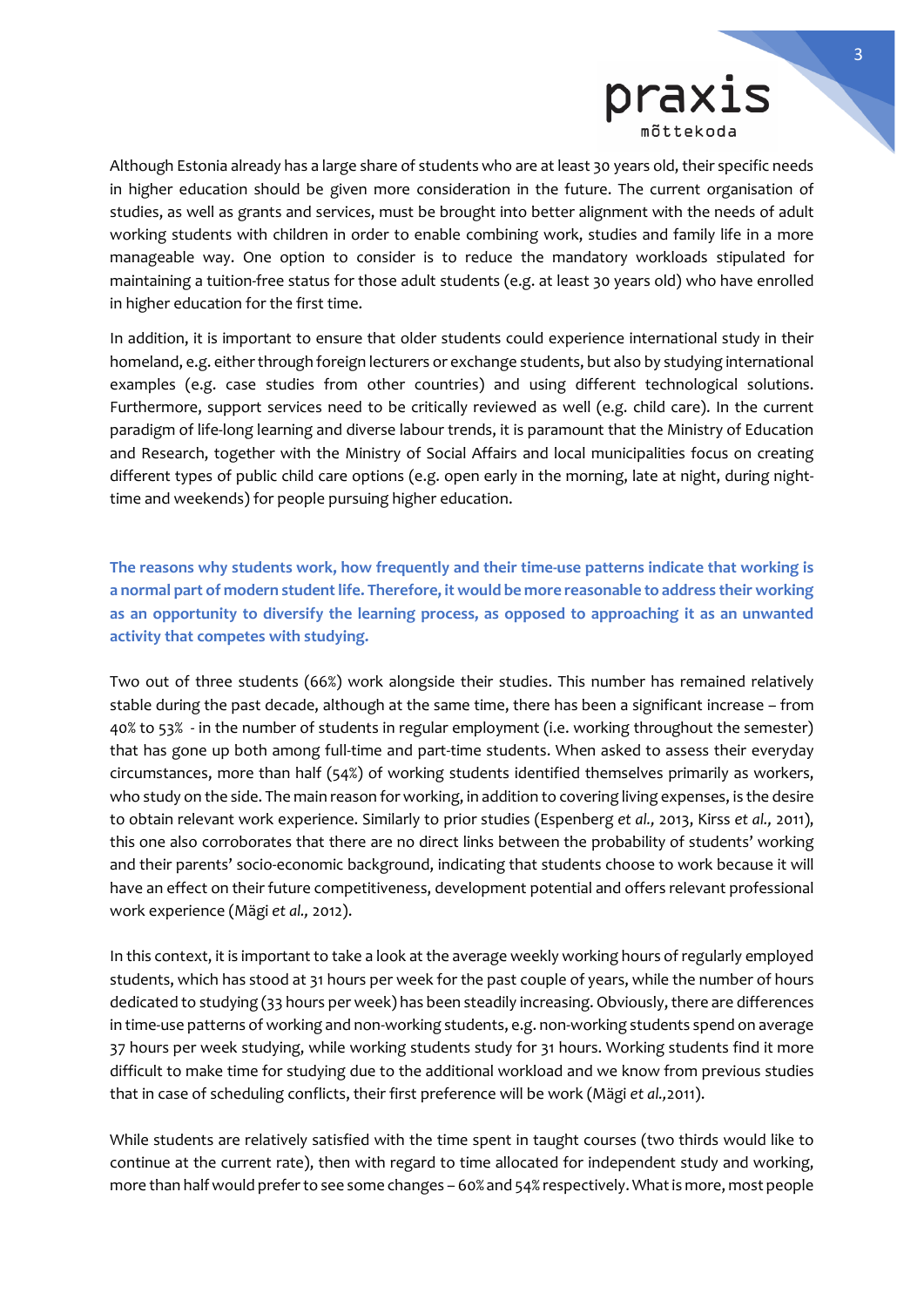Although Estonia already has a large share of students who are at least 30 years old, their specific needs in higher education should be given more consideration in the future. The current organisation of studies, as well as grants and services, must be brought into better alignment with the needs of adult working students with children in order to enable combining work, studies and family life in a more manageable way. One option to consider is to reduce the mandatory workloads stipulated for maintaining a tuition-free status for those adult students (e.g. at least 30 years old) who have enrolled in higher education for the first time.

In addition, it is important to ensure that older students could experience international study in their homeland, e.g. either through foreign lecturers or exchange students, but also by studying international examples (e.g. case studies from other countries) and using different technological solutions. Furthermore, support services need to be critically reviewed as well (e.g. child care). In the current paradigm of life-long learning and diverse labour trends, it is paramount that the Ministry of Education and Research, together with the Ministry of Social Affairs and local municipalities focus on creating different types of public child care options (e.g. open early in the morning, late at night, during night-time and weekends) for people pursuing higher education.

**The reasons why students work, how frequently and their time-use patterns indicate that working is a normal part of modern student life. Therefore, it would be more reasonable to address their working as an opportunity to diversify the learning process, as opposed to approaching it as an unwanted activity that competes with studying.**

Two out of three students (66%) work alongside their studies. This number has remained relatively stable during the past decade, although at the same time, there has been a significant increase – from 40% to 53% - in the number of students in regular employment (i.e. working throughout the semester) that has gone up both among full-time and part-time students. When asked to assess their everyday circumstances, more than half (54%) of working students identified themselves primarily as workers, who study on the side. The main reason for working, in addition to covering living expenses, is the desire to obtain relevant work experience. Similarly to prior studies (Espenberg *et al.,* 2013, Kirss *et al.,* 2011), this one also corroborates that there are no direct links between the probability of students' working and their parents' socio-economic background, indicating that students choose to work because it will have an effect on their future competitiveness, development potential and offers relevant professional work experience (Mägi *et al.,* 2012).

In this context, it is important to take a look at the average weekly working hours of regularly employed students, which has stood at 31 hours per week for the past couple of years, while the number of hours dedicated to studying (33 hours per week) has been steadily increasing. Obviously, there are differences in time-use patterns of working and non-working students, e.g. non-working students spend on average 37 hours per week studying, while working students study for 31 hours. Working students find it more difficult to make time for studying due to the additional workload and we know from previous studies that in case of scheduling conflicts, their first preference will be work (Mägi *et al.,*2011).

While students are relatively satisfied with the time spent in taught courses (two thirds would like to continue at the current rate), then with regard to time allocated for independent study and working, more than half would prefer to see some changes – 60% and 54% respectively. What is more, most people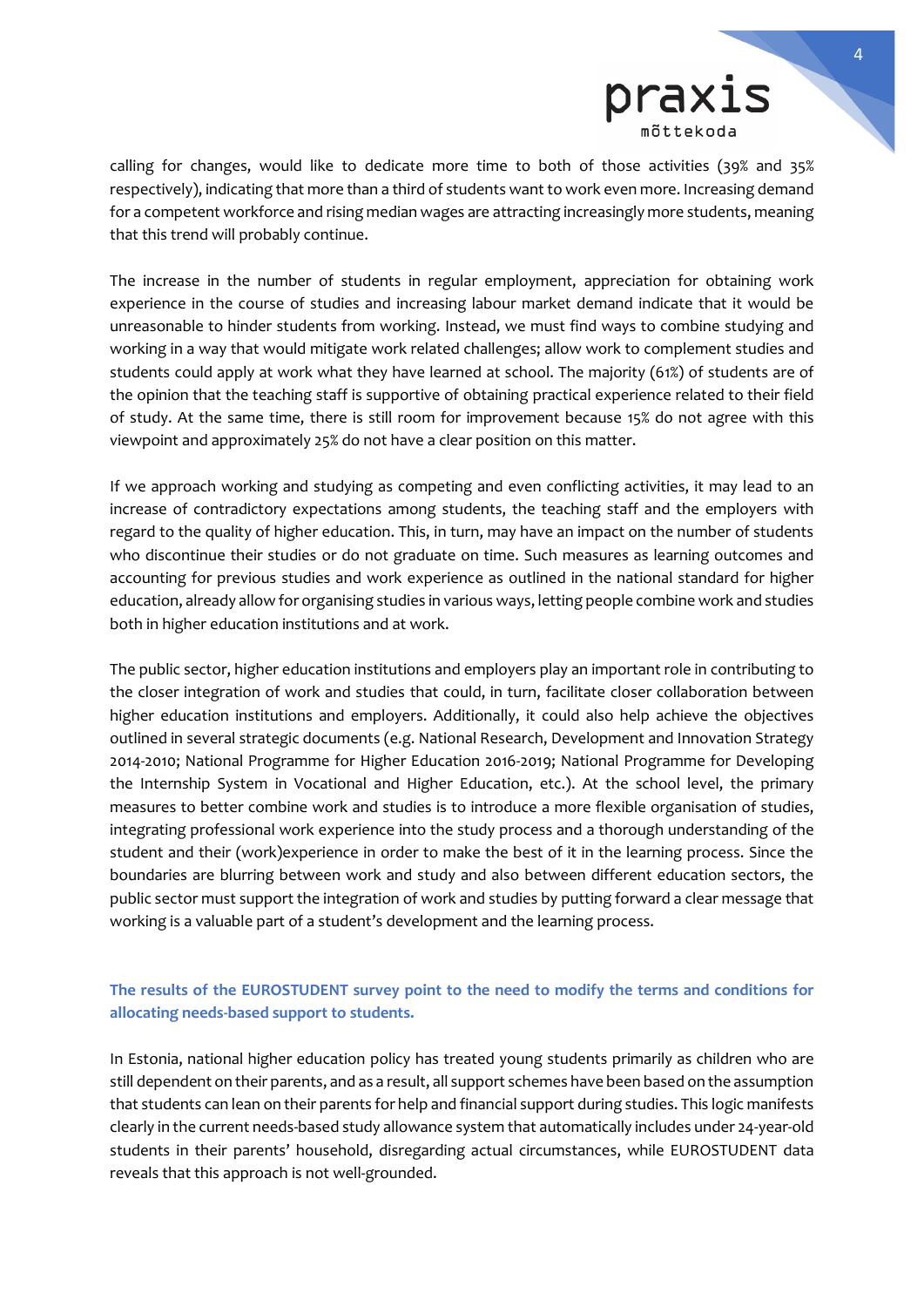calling for changes, would like to dedicate more time to both of those activities (39% and 35% respectively), indicating that more than a third of students want to work even more. Increasing demand for a competent workforce and rising median wages are attracting increasingly more students, meaning that this trend will probably continue.

The increase in the number of students in regular employment, appreciation for obtaining work experience in the course of studies and increasing labour market demand indicate that it would be unreasonable to hinder students from working. Instead, we must find ways to combine studying and working in a way that would mitigate work related challenges; allow work to complement studies and students could apply at work what they have learned at school. The majority (61%) of students are of the opinion that the teaching staff is supportive of obtaining practical experience related to their field of study. At the same time, there is still room for improvement because 15% do not agree with this viewpoint and approximately 25% do not have a clear position on this matter.

If we approach working and studying as competing and even conflicting activities, it may lead to an increase of contradictory expectations among students, the teaching staff and the employers with regard to the quality of higher education. This, in turn, may have an impact on the number of students who discontinue their studies or do not graduate on time. Such measures as learning outcomes and accounting for previous studies and work experience as outlined in the national standard for higher education, already allow for organising studies in various ways, letting people combine work and studies both in higher education institutions and at work.

The public sector, higher education institutions and employers play an important role in contributing to the closer integration of work and studies that could, in turn, facilitate closer collaboration between higher education institutions and employers. Additionally, it could also help achieve the objectives outlined in several strategic documents (e.g. National Research, Development and Innovation Strategy 2014-2010; National Programme for Higher Education 2016-2019; National Programme for Developing the Internship System in Vocational and Higher Education, etc.). At the school level, the primary measures to better combine work and studies is to introduce a more flexible organisation of studies, integrating professional work experience into the study process and a thorough understanding of the student and their (work)experience in order to make the best of it in the learning process. Since the boundaries are blurring between work and study and also between different education sectors, the public sector must support the integration of work and studies by putting forward a clear message that working is a valuable part of a student's development and the learning process.

### The results of the EUROSTUDENT survey point to the need to modify the terms and conditions for allocating needs-based support to students.

In Estonia, national higher education policy has treated young students primarily as children who are still dependent on their parents, and as a result, all support schemes have been based on the assumption that students can lean on their parents for help and financial support during studies. This logic manifests clearly in the current needs-based study allowance system that automatically includes under 24-year-old students in their parents' household, disregarding actual circumstances, while EUROSTUDENT data reveals that this approach is not well-grounded.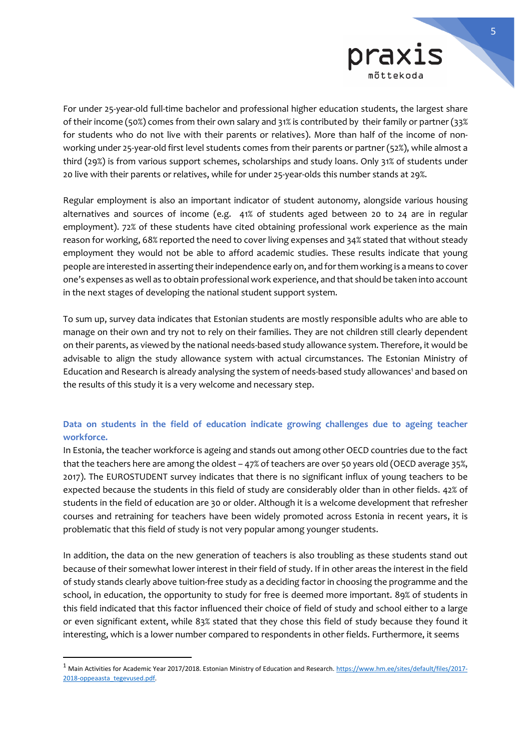For under 25-year-old full-time bachelor and professional higher education students, the largest share of their income (50%) comes from their own salary and 31% is contributed by their family or partner (33% for students who do not live with their parents or relatives). More than half of the income of non-working under 25-year-old first level students comes from their parents or partner (52%), while almost a third (29%) is from various support schemes, scholarships and study loans. Only 31% of students under 20 live with their parents or relatives, while for under 25-year-olds this number stands at 29%.

Regular employment is also an important indicator of student autonomy, alongside various housing alternatives and sources of income (e.g. 41% of students aged between 20 to 24 are in regular employment). 72% of these students have cited obtaining professional work experience as the main reason for working, 68% reported the need to cover living expenses and 34% stated that without steady employment they would not be able to afford academic studies. These results indicate that young people are interested in asserting their independence early on, and for them working is a means to cover one's expenses as well as to obtain professional work experience, and that should be taken into account in the next stages of developing the national student support system.

To sum up, survey data indicates that Estonian students are mostly responsible adults who are able to manage on their own and try not to rely on their families. They are not children still clearly dependent on their parents, as viewed by the national needs-based study allowance system. Therefore, it would be advisable to align the study allowance system with actual circumstances. The Estonian Ministry of Education and Research is already analysing the system of needs-based study allowances[1] and based on the results of this study it is a very welcome and necessary step.

### Data on students in the field of education indicate growing challenges due to ageing teacher workforce.

In Estonia, the teacher workforce is ageing and stands out among other OECD countries due to the fact that the teachers here are among the oldest – 47% of teachers are over 50 years old (OECD average 35%, 2017). The EUROSTUDENT survey indicates that there is no significant influx of young teachers to be expected because the students in this field of study are considerably older than in other fields. 42% of students in the field of education are 30 or older. Although it is a welcome development that refresher courses and retraining for teachers have been widely promoted across Estonia in recent years, it is problematic that this field of study is not very popular among younger students.

In addition, the data on the new generation of teachers is also troubling as these students stand out because of their somewhat lower interest in their field of study. If in other areas the interest in the field of study stands clearly above tuition-free study as a deciding factor in choosing the programme and the school, in education, the opportunity to study for free is deemed more important. 89% of students in this field indicated that this factor influenced their choice of field of study and school either to a large or even significant extent, while 83% stated that they chose this field of study because they found it interesting, which is a lower number compared to respondents in other fields. Furthermore, it seems

---

[1] Main Activities for Academic Year 2017/2018. Estonian Ministry of Education and Research. https://www.hm.ee/sites/default/files/2017-2018-oppeaasta_tegevused.pdf.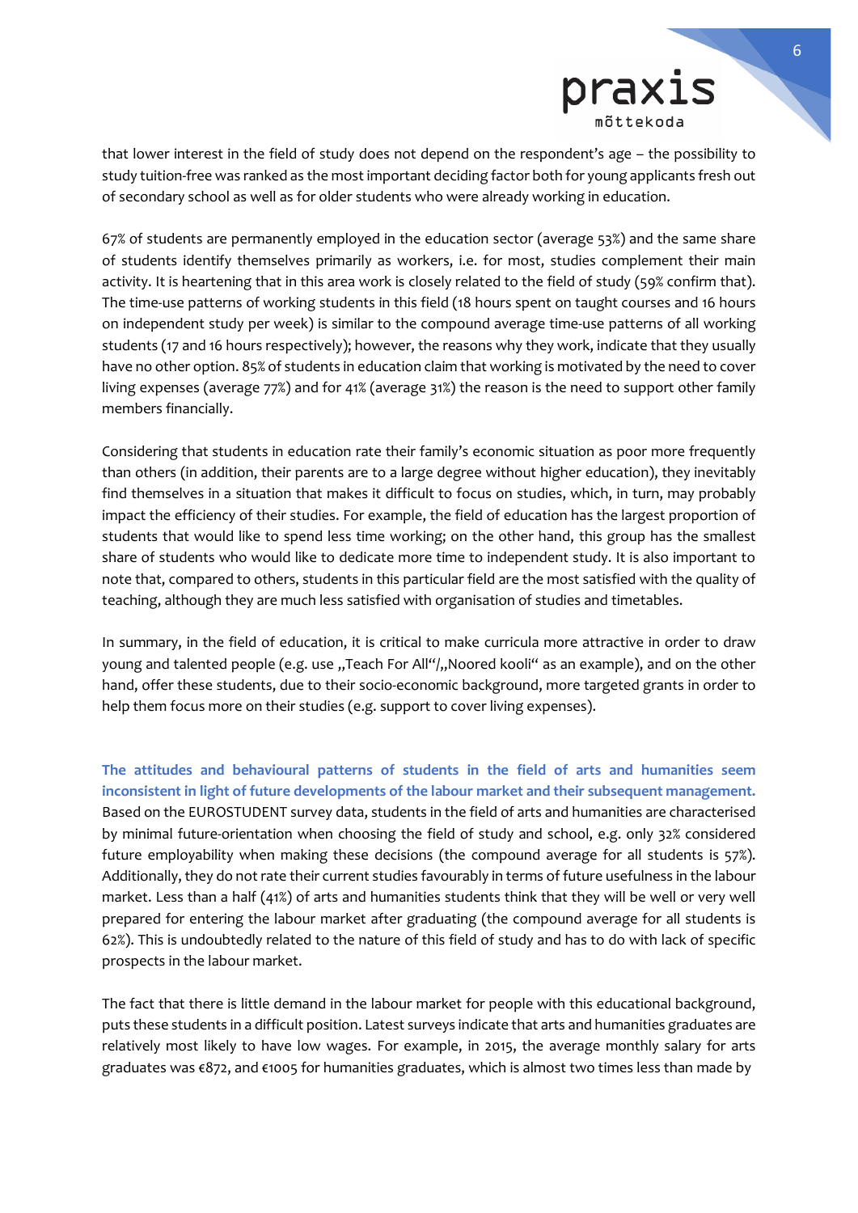that lower interest in the field of study does not depend on the respondent's age – the possibility to study tuition-free was ranked as the most important deciding factor both for young applicants fresh out of secondary school as well as for older students who were already working in education.

67% of students are permanently employed in the education sector (average 53%) and the same share of students identify themselves primarily as workers, i.e. for most, studies complement their main activity. It is heartening that in this area work is closely related to the field of study (59% confirm that). The time-use patterns of working students in this field (18 hours spent on taught courses and 16 hours on independent study per week) is similar to the compound average time-use patterns of all working students (17 and 16 hours respectively); however, the reasons why they work, indicate that they usually have no other option. 85% of students in education claim that working is motivated by the need to cover living expenses (average 77%) and for 41% (average 31%) the reason is the need to support other family members financially.

Considering that students in education rate their family's economic situation as poor more frequently than others (in addition, their parents are to a large degree without higher education), they inevitably find themselves in a situation that makes it difficult to focus on studies, which, in turn, may probably impact the efficiency of their studies. For example, the field of education has the largest proportion of students that would like to spend less time working; on the other hand, this group has the smallest share of students who would like to dedicate more time to independent study. It is also important to note that, compared to others, students in this particular field are the most satisfied with the quality of teaching, although they are much less satisfied with organisation of studies and timetables.

In summary, in the field of education, it is critical to make curricula more attractive in order to draw young and talented people (e.g. use „Teach For All"/„Noored kooli" as an example), and on the other hand, offer these students, due to their socio-economic background, more targeted grants in order to help them focus more on their studies (e.g. support to cover living expenses).

**The attitudes and behavioural patterns of students in the field of arts and humanities seem inconsistent in light of future developments of the labour market and their subsequent management.** Based on the EUROSTUDENT survey data, students in the field of arts and humanities are characterised by minimal future-orientation when choosing the field of study and school, e.g. only 32% considered future employability when making these decisions (the compound average for all students is 57%). Additionally, they do not rate their current studies favourably in terms of future usefulness in the labour market. Less than a half (41%) of arts and humanities students think that they will be well or very well prepared for entering the labour market after graduating (the compound average for all students is 62%). This is undoubtedly related to the nature of this field of study and has to do with lack of specific prospects in the labour market.

The fact that there is little demand in the labour market for people with this educational background, puts these students in a difficult position. Latest surveys indicate that arts and humanities graduates are relatively most likely to have low wages. For example, in 2015, the average monthly salary for arts graduates was €872, and €1005 for humanities graduates, which is almost two times less than made by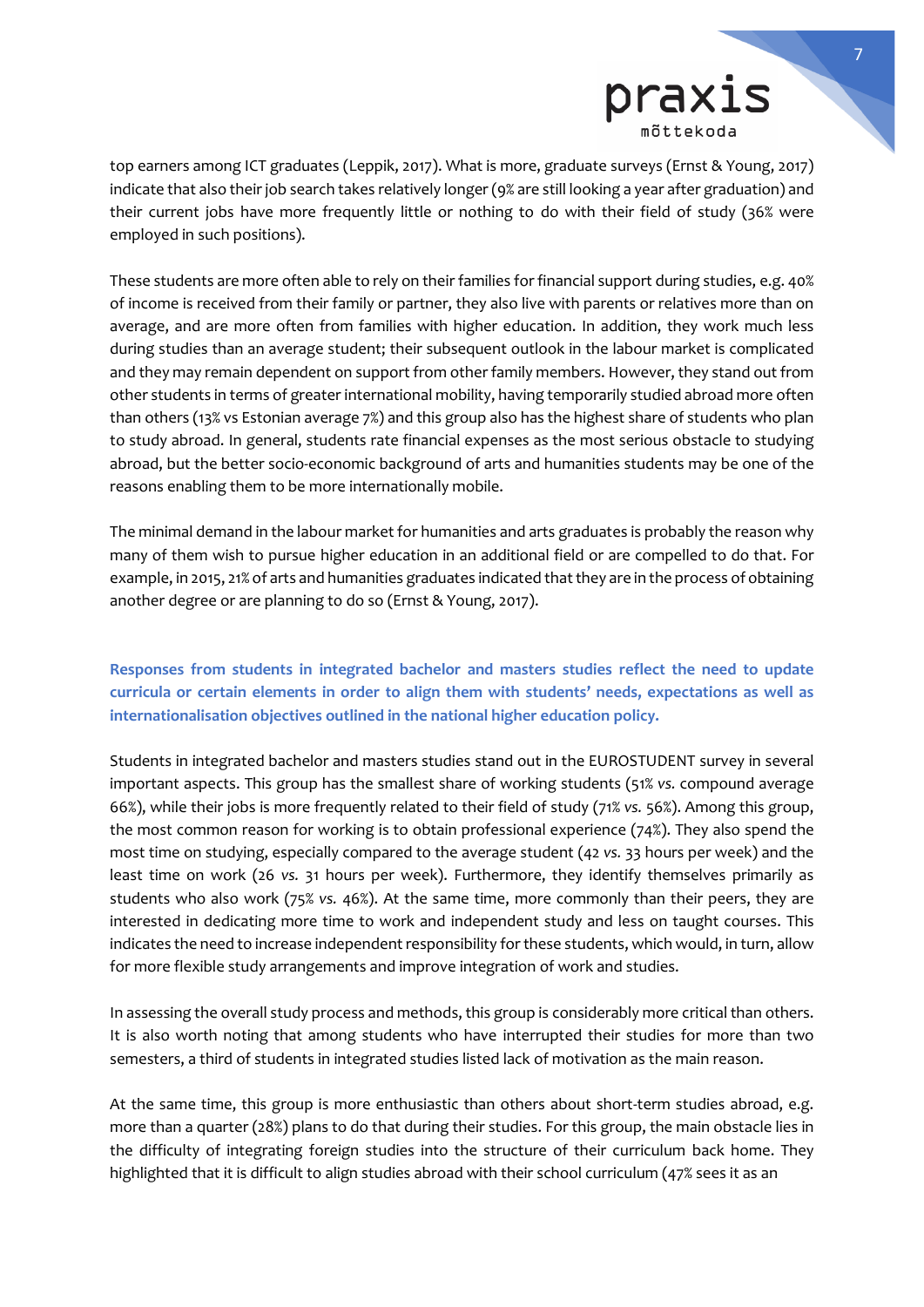top earners among ICT graduates (Leppik, 2017). What is more, graduate surveys (Ernst & Young, 2017) indicate that also their job search takes relatively longer (9% are still looking a year after graduation) and their current jobs have more frequently little or nothing to do with their field of study (36% were employed in such positions).

These students are more often able to rely on their families for financial support during studies, e.g. 40% of income is received from their family or partner, they also live with parents or relatives more than on average, and are more often from families with higher education. In addition, they work much less during studies than an average student; their subsequent outlook in the labour market is complicated and they may remain dependent on support from other family members. However, they stand out from other students in terms of greater international mobility, having temporarily studied abroad more often than others (13% vs Estonian average 7%) and this group also has the highest share of students who plan to study abroad. In general, students rate financial expenses as the most serious obstacle to studying abroad, but the better socio-economic background of arts and humanities students may be one of the reasons enabling them to be more internationally mobile.

The minimal demand in the labour market for humanities and arts graduates is probably the reason why many of them wish to pursue higher education in an additional field or are compelled to do that. For example, in 2015, 21% of arts and humanities graduates indicated that they are in the process of obtaining another degree or are planning to do so (Ernst & Young, 2017).

**Responses from students in integrated bachelor and masters studies reflect the need to update curricula or certain elements in order to align them with students' needs, expectations as well as internationalisation objectives outlined in the national higher education policy.**

Students in integrated bachelor and masters studies stand out in the EUROSTUDENT survey in several important aspects. This group has the smallest share of working students (51% *vs.* compound average 66%), while their jobs is more frequently related to their field of study (71% *vs.* 56%). Among this group, the most common reason for working is to obtain professional experience (74%). They also spend the most time on studying, especially compared to the average student (42 *vs.* 33 hours per week) and the least time on work (26 *vs.* 31 hours per week). Furthermore, they identify themselves primarily as students who also work (75% *vs.* 46%). At the same time, more commonly than their peers, they are interested in dedicating more time to work and independent study and less on taught courses. This indicates the need to increase independent responsibility for these students, which would, in turn, allow for more flexible study arrangements and improve integration of work and studies.

In assessing the overall study process and methods, this group is considerably more critical than others. It is also worth noting that among students who have interrupted their studies for more than two semesters, a third of students in integrated studies listed lack of motivation as the main reason.

At the same time, this group is more enthusiastic than others about short-term studies abroad, e.g. more than a quarter (28%) plans to do that during their studies. For this group, the main obstacle lies in the difficulty of integrating foreign studies into the structure of their curriculum back home. They highlighted that it is difficult to align studies abroad with their school curriculum (47% sees it as an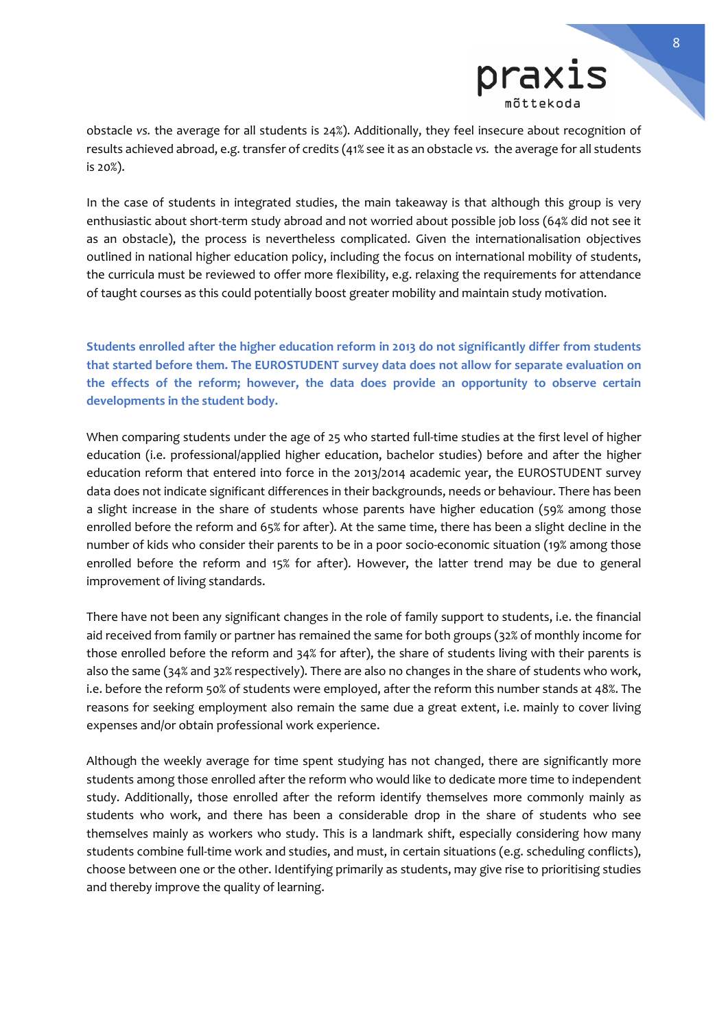obstacle *vs.* the average for all students is 24%). Additionally, they feel insecure about recognition of results achieved abroad, e.g. transfer of credits (41% see it as an obstacle *vs.* the average for all students is 20%).

In the case of students in integrated studies, the main takeaway is that although this group is very enthusiastic about short-term study abroad and not worried about possible job loss (64% did not see it as an obstacle), the process is nevertheless complicated. Given the internationalisation objectives outlined in national higher education policy, including the focus on international mobility of students, the curricula must be reviewed to offer more flexibility, e.g. relaxing the requirements for attendance of taught courses as this could potentially boost greater mobility and maintain study motivation.

**Students enrolled after the higher education reform in 2013 do not significantly differ from students that started before them. The EUROSTUDENT survey data does not allow for separate evaluation on the effects of the reform; however, the data does provide an opportunity to observe certain developments in the student body.**

When comparing students under the age of 25 who started full-time studies at the first level of higher education (i.e. professional/applied higher education, bachelor studies) before and after the higher education reform that entered into force in the 2013/2014 academic year, the EUROSTUDENT survey data does not indicate significant differences in their backgrounds, needs or behaviour. There has been a slight increase in the share of students whose parents have higher education (59% among those enrolled before the reform and 65% for after). At the same time, there has been a slight decline in the number of kids who consider their parents to be in a poor socio-economic situation (19% among those enrolled before the reform and 15% for after). However, the latter trend may be due to general improvement of living standards.

There have not been any significant changes in the role of family support to students, i.e. the financial aid received from family or partner has remained the same for both groups (32% of monthly income for those enrolled before the reform and 34% for after), the share of students living with their parents is also the same (34% and 32% respectively). There are also no changes in the share of students who work, i.e. before the reform 50% of students were employed, after the reform this number stands at 48%. The reasons for seeking employment also remain the same due a great extent, i.e. mainly to cover living expenses and/or obtain professional work experience.

Although the weekly average for time spent studying has not changed, there are significantly more students among those enrolled after the reform who would like to dedicate more time to independent study. Additionally, those enrolled after the reform identify themselves more commonly mainly as students who work, and there has been a considerable drop in the share of students who see themselves mainly as workers who study. This is a landmark shift, especially considering how many students combine full-time work and studies, and must, in certain situations (e.g. scheduling conflicts), choose between one or the other. Identifying primarily as students, may give rise to prioritising studies and thereby improve the quality of learning.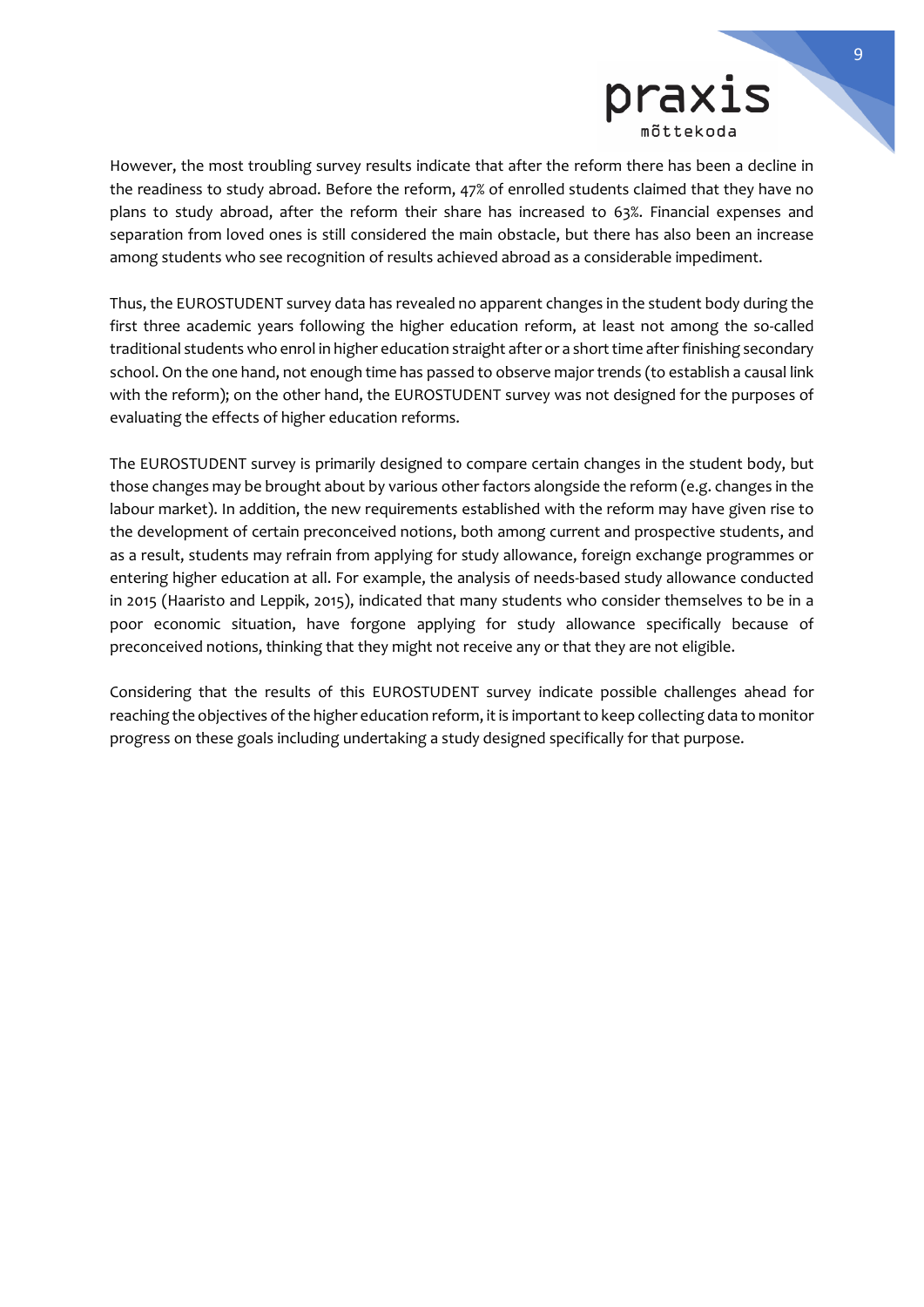However, the most troubling survey results indicate that after the reform there has been a decline in the readiness to study abroad. Before the reform, 47% of enrolled students claimed that they have no plans to study abroad, after the reform their share has increased to 63%. Financial expenses and separation from loved ones is still considered the main obstacle, but there has also been an increase among students who see recognition of results achieved abroad as a considerable impediment.

Thus, the EUROSTUDENT survey data has revealed no apparent changes in the student body during the first three academic years following the higher education reform, at least not among the so-called traditional students who enrol in higher education straight after or a short time after finishing secondary school. On the one hand, not enough time has passed to observe major trends (to establish a causal link with the reform); on the other hand, the EUROSTUDENT survey was not designed for the purposes of evaluating the effects of higher education reforms.

The EUROSTUDENT survey is primarily designed to compare certain changes in the student body, but those changes may be brought about by various other factors alongside the reform (e.g. changes in the labour market). In addition, the new requirements established with the reform may have given rise to the development of certain preconceived notions, both among current and prospective students, and as a result, students may refrain from applying for study allowance, foreign exchange programmes or entering higher education at all. For example, the analysis of needs-based study allowance conducted in 2015 (Haaristo and Leppik, 2015), indicated that many students who consider themselves to be in a poor economic situation, have forgone applying for study allowance specifically because of preconceived notions, thinking that they might not receive any or that they are not eligible.

Considering that the results of this EUROSTUDENT survey indicate possible challenges ahead for reaching the objectives of the higher education reform, it is important to keep collecting data to monitor progress on these goals including undertaking a study designed specifically for that purpose.